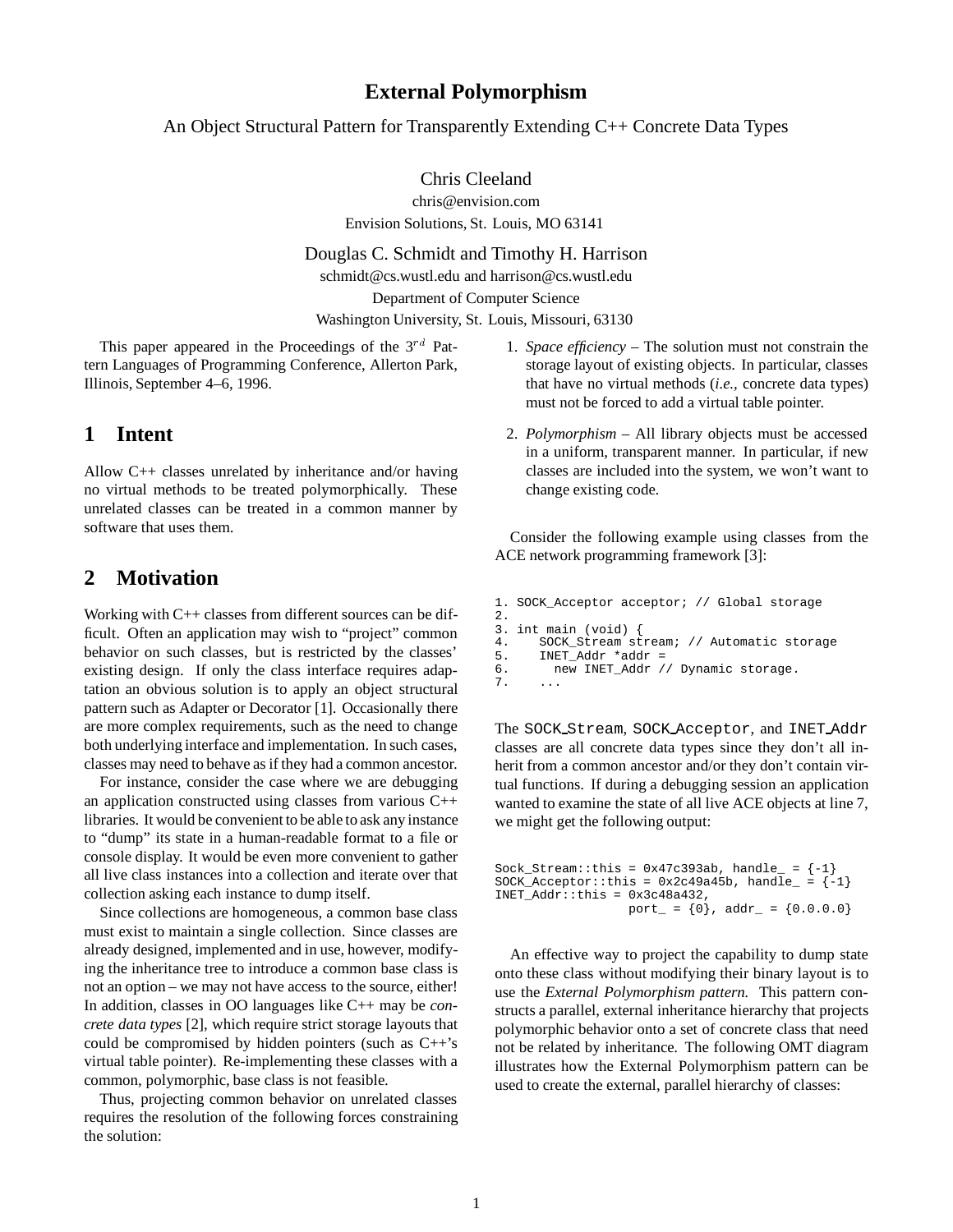# External Polymorphism

An Object Structural Pattern for Transparently Extending C++ Concrete Data Types

Chris Cleeland
chris@envision.com
Envision Solutions, St. Louis, MO 63141

Douglas C. Schmidt and Timothy H. Harrison
schmidt@cs.wustl.edu and harrison@cs.wustl.edu
Department of Computer Science
Washington University, St. Louis, Missouri, 63130

This paper appeared in the Proceedings of the $3^{rd}$ Pattern Languages of Programming Conference, Allerton Park, Illinois, September 4–6, 1996.

## 1 Intent

Allow C++ classes unrelated by inheritance and/or having no virtual methods to be treated polymorphically. These unrelated classes can be treated in a common manner by software that uses them.

## 2 Motivation

Working with C++ classes from different sources can be difficult. Often an application may wish to "project" common behavior on such classes, but is restricted by the classes' existing design. If only the class interface requires adaptation an obvious solution is to apply an object structural pattern such as Adapter or Decorator [1]. Occasionally there are more complex requirements, such as the need to change both underlying interface and implementation. In such cases, classes may need to behave as if they had a common ancestor.

For instance, consider the case where we are debugging an application constructed using classes from various C++ libraries. It would be convenient to be able to ask any instance to "dump" its state in a human-readable format to a file or console display. It would be even more convenient to gather all live class instances into a collection and iterate over that collection asking each instance to dump itself.

Since collections are homogeneous, a common base class must exist to maintain a single collection. Since classes are already designed, implemented and in use, however, modifying the inheritance tree to introduce a common base class is not an option – we may not have access to the source, either! In addition, classes in OO languages like C++ may be *concrete data types* [2], which require strict storage layouts that could be compromised by hidden pointers (such as C++'s virtual table pointer). Re-implementing these classes with a common, polymorphic, base class is not feasible.

Thus, projecting common behavior on unrelated classes requires the resolution of the following forces constraining the solution:

1. *Space efficiency* – The solution must not constrain the storage layout of existing objects. In particular, classes that have no virtual methods (*i.e.*, concrete data types) must not be forced to add a virtual table pointer.

2. *Polymorphism* – All library objects must be accessed in a uniform, transparent manner. In particular, if new classes are included into the system, we won't want to change existing code.

Consider the following example using classes from the ACE network programming framework [3]:

```
1. SOCK_Acceptor acceptor; // Global storage
2.
3. int main (void) {
4.    SOCK_Stream stream; // Automatic storage
5.    INET_Addr *addr =
6.      new INET_Addr // Dynamic storage.
7.    ...
```

The `SOCK_Stream`, `SOCK_Acceptor`, and `INET_Addr` classes are all concrete data types since they don't all inherit from a common ancestor and/or they don't contain virtual functions. If during a debugging session an application wanted to examine the state of all live ACE objects at line 7, we might get the following output:

```
Sock_Stream::this = 0x47c393ab, handle_ = {-1}
SOCK_Acceptor::this = 0x2c49a45b, handle_ = {-1}
INET_Addr::this = 0x3c48a432,
                  port_ = {0}, addr_ = {0.0.0.0}
```

An effective way to project the capability to dump state onto these class without modifying their binary layout is to use the *External Polymorphism pattern.* This pattern constructs a parallel, external inheritance hierarchy that projects polymorphic behavior onto a set of concrete class that need not be related by inheritance. The following OMT diagram illustrates how the External Polymorphism pattern can be used to create the external, parallel hierarchy of classes: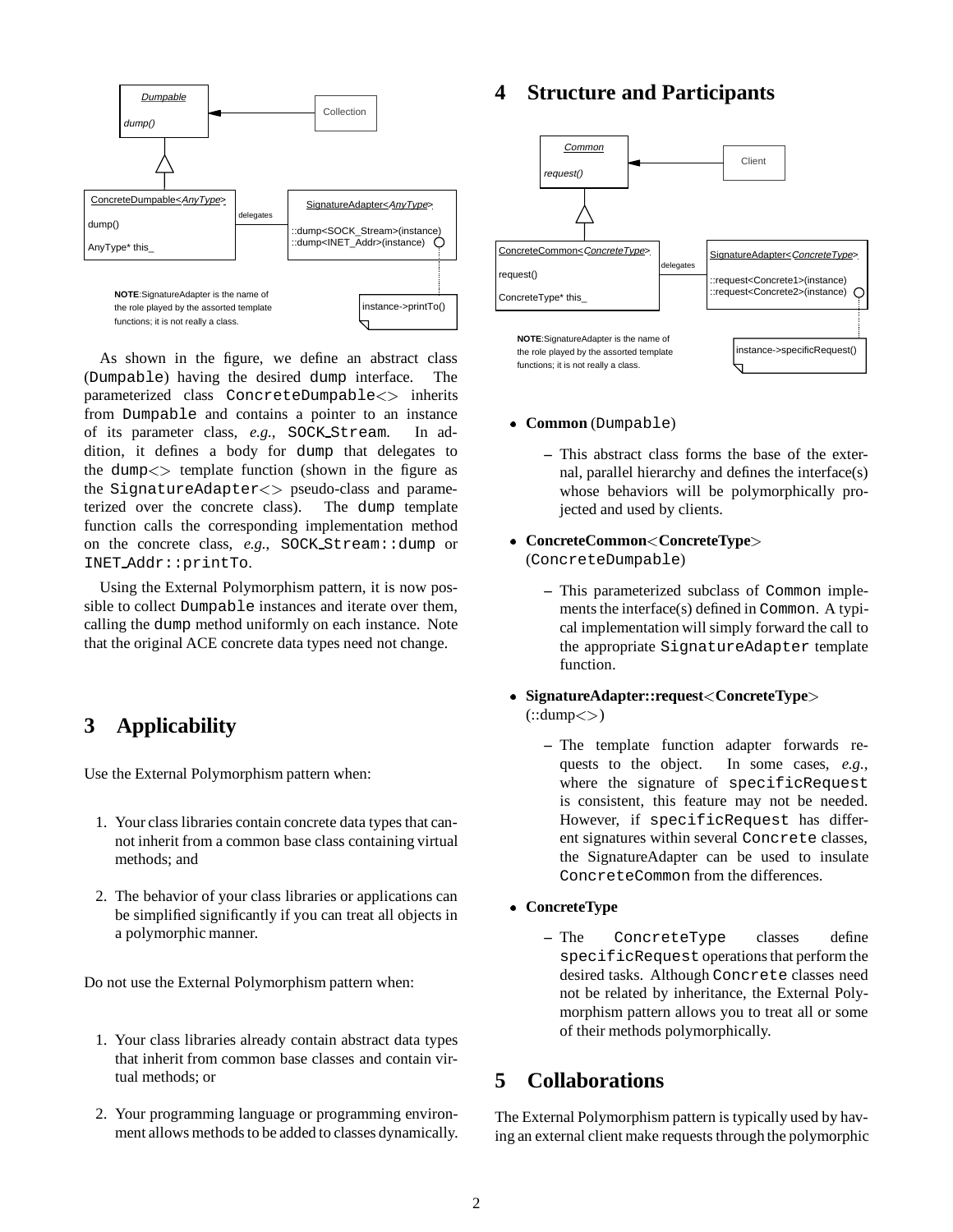As shown in the figure, we define an abstract class (`Dumpable`) having the desired `dump` interface. The parameterized class `ConcreteDumpable<>` inherits from `Dumpable` and contains a pointer to an instance of its parameter class, *e.g.*, `SOCK_Stream`. In addition, it defines a body for `dump` that delegates to the `dump<>` template function (shown in the figure as the `SignatureAdapter<>` pseudo-class and parameterized over the concrete class). The `dump` template function calls the corresponding implementation method on the concrete class, *e.g.*, `SOCK_Stream::dump` or `INET_Addr::printTo`.

Using the External Polymorphism pattern, it is now possible to collect `Dumpable` instances and iterate over them, calling the `dump` method uniformly on each instance. Note that the original ACE concrete data types need not change.

# 3 Applicability

Use the External Polymorphism pattern when:

1. Your class libraries contain concrete data types that cannot inherit from a common base class containing virtual methods; and
2. The behavior of your class libraries or applications can be simplified significantly if you can treat all objects in a polymorphic manner.

Do not use the External Polymorphism pattern when:

1. Your class libraries already contain abstract data types that inherit from common base classes and contain virtual methods; or
2. Your programming language or programming environment allows methods to be added to classes dynamically.

# 4 Structure and Participants

- **Common** (`Dumpable`)
  - This abstract class forms the base of the external, parallel hierarchy and defines the interface(s) whose behaviors will be polymorphically projected and used by clients.
- **ConcreteCommon<ConcreteType>** (`ConcreteDumpable`)
  - This parameterized subclass of `Common` implements the interface(s) defined in `Common`. A typical implementation will simply forward the call to the appropriate `SignatureAdapter` template function.
- **SignatureAdapter::request<ConcreteType>** (::dump<>)
  - The template function adapter forwards requests to the object. In some cases, *e.g.*, where the signature of `specificRequest` is consistent, this feature may not be needed. However, if `specificRequest` has different signatures within several `Concrete` classes, the SignatureAdapter can be used to insulate `ConcreteCommon` from the differences.
- **ConcreteType**
  - The `ConcreteType` classes define `specificRequest` operations that perform the desired tasks. Although `Concrete` classes need not be related by inheritance, the External Polymorphism pattern allows you to treat all or some of their methods polymorphically.

# 5 Collaborations

The External Polymorphism pattern is typically used by having an external client make requests through the polymorphic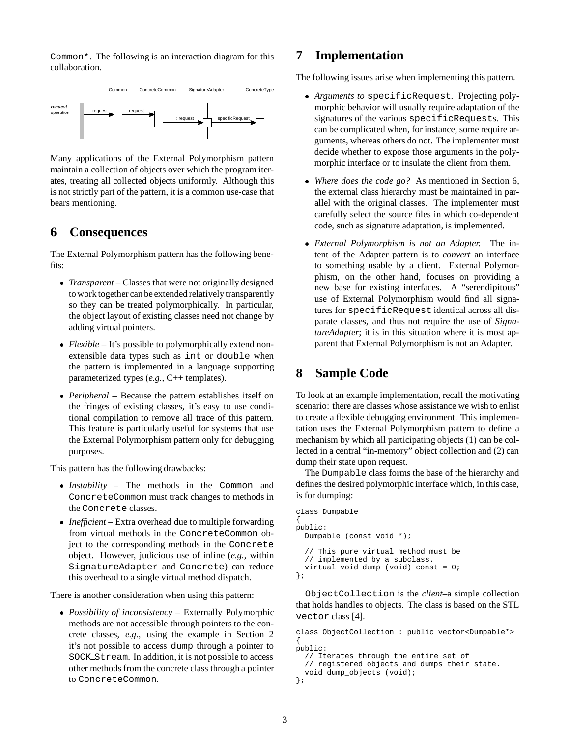Common*. The following is an interaction diagram for this collaboration.

Many applications of the External Polymorphism pattern maintain a collection of objects over which the program iterates, treating all collected objects uniformly. Although this is not strictly part of the pattern, it is a common use-case that bears mentioning.

## 6 Consequences

The External Polymorphism pattern has the following benefits:

- *Transparent* – Classes that were not originally designed to work together can be extended relatively transparently so they can be treated polymorphically. In particular, the object layout of existing classes need not change by adding virtual pointers.
- *Flexible* – It's possible to polymorphically extend non-extensible data types such as `int` or `double` when the pattern is implemented in a language supporting parameterized types (*e.g.,* C++ templates).
- *Peripheral* – Because the pattern establishes itself on the fringes of existing classes, it's easy to use conditional compilation to remove all trace of this pattern. This feature is particularly useful for systems that use the External Polymorphism pattern only for debugging purposes.

This pattern has the following drawbacks:

- *Instability* – The methods in the `Common` and `ConcreteCommon` must track changes to methods in the `Concrete` classes.
- *Inefficient* – Extra overhead due to multiple forwarding from virtual methods in the `ConcreteCommon` object to the corresponding methods in the `Concrete` object. However, judicious use of inline (*e.g.,* within `SignatureAdapter` and `Concrete`) can reduce this overhead to a single virtual method dispatch.

There is another consideration when using this pattern:

- *Possibility of inconsistency* – Externally Polymorphic methods are not accessible through pointers to the concrete classes, *e.g.,* using the example in Section 2 it's not possible to access `dump` through a pointer to `SOCK_Stream`. In addition, it is not possible to access other methods from the concrete class through a pointer to `ConcreteCommon`.

## 7 Implementation

The following issues arise when implementing this pattern.

- *Arguments to* `specificRequest`. Projecting polymorphic behavior will usually require adaptation of the signatures of the various `specificRequest`s. This can be complicated when, for instance, some require arguments, whereas others do not. The implementer must decide whether to expose those arguments in the polymorphic interface or to insulate the client from them.
- *Where does the code go?* As mentioned in Section 6, the external class hierarchy must be maintained in parallel with the original classes. The implementer must carefully select the source files in which co-dependent code, such as signature adaptation, is implemented.
- *External Polymorphism is not an Adapter.* The intent of the Adapter pattern is to *convert* an interface to something usable by a client. External Polymorphism, on the other hand, focuses on providing a new base for existing interfaces. A "serendipitous" use of External Polymorphism would find all signatures for `specificRequest` identical across all disparate classes, and thus not require the use of *SignatureAdapter*; it is in this situation where it is most apparent that External Polymorphism is not an Adapter.

## 8 Sample Code

To look at an example implementation, recall the motivating scenario: there are classes whose assistance we wish to enlist to create a flexible debugging environment. This implementation uses the External Polymorphism pattern to define a mechanism by which all participating objects (1) can be collected in a central "in-memory" object collection and (2) can dump their state upon request.

The `Dumpable` class forms the base of the hierarchy and defines the desired polymorphic interface which, in this case, is for dumping:

```
class Dumpable
{
public:
  Dumpable (const void *);

  // This pure virtual method must be
  // implemented by a subclass.
  virtual void dump (void) const = 0;
};
```

`ObjectCollection` is the *client*–a simple collection that holds handles to objects. The class is based on the STL `vector` class [4].

```
class ObjectCollection : public vector<Dumpable*>
{
public:
  // Iterates through the entire set of
  // registered objects and dumps their state.
  void dump_objects (void);
};
```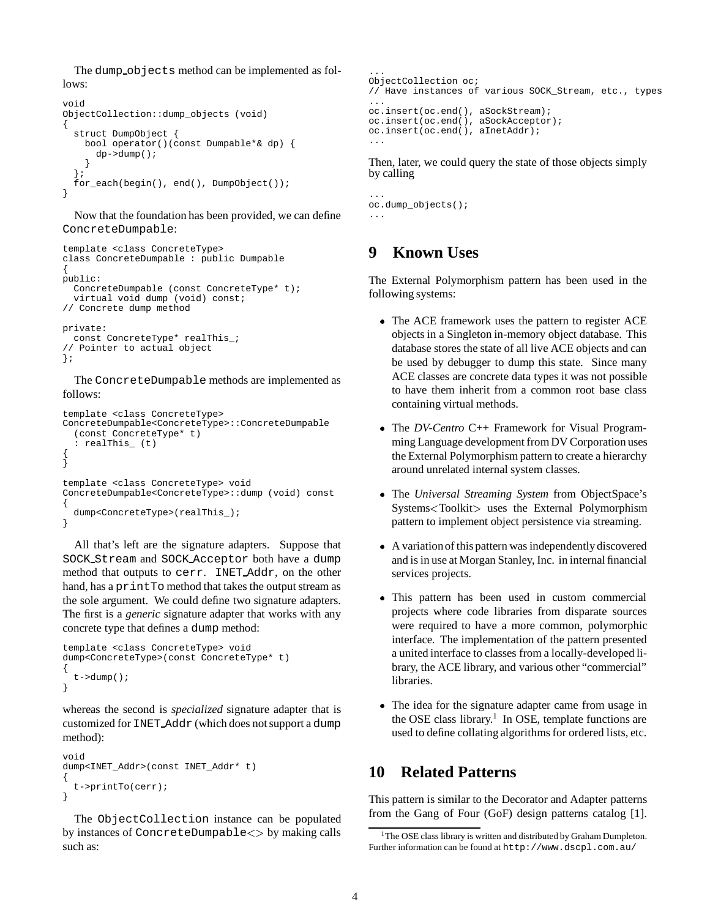The `dump_objects` method can be implemented as follows:

```
void
ObjectCollection::dump_objects (void)
{
  struct DumpObject {
    bool operator()(const Dumpable*& dp) {
      dp->dump();
    }
  };
  for_each(begin(), end(), DumpObject());
}
```

Now that the foundation has been provided, we can define `ConcreteDumpable`:

```
template <class ConcreteType>
class ConcreteDumpable : public Dumpable
{
public:
  ConcreteDumpable (const ConcreteType* t);
  virtual void dump (void) const;
// Concrete dump method

private:
  const ConcreteType* realThis_;
// Pointer to actual object
};
```

The `ConcreteDumpable` methods are implemented as follows:

```
template <class ConcreteType>
ConcreteDumpable<ConcreteType>::ConcreteDumpable
  (const ConcreteType* t)
  : realThis_ (t)
{
}

template <class ConcreteType> void
ConcreteDumpable<ConcreteType>::dump (void) const
{
  dump<ConcreteType>(realThis_);
}
```

All that's left are the signature adapters. Suppose that `SOCK_Stream` and `SOCK_Acceptor` both have a `dump` method that outputs to `cerr`. `INET_Addr`, on the other hand, has a `printTo` method that takes the output stream as the sole argument. We could define two signature adapters. The first is a *generic* signature adapter that works with any concrete type that defines a `dump` method:

```
template <class ConcreteType> void
dump<ConcreteType>(const ConcreteType* t)
{
  t->dump();
}
```

whereas the second is *specialized* signature adapter that is customized for `INET_Addr` (which does not support a `dump` method):

```
void
dump<INET_Addr>(const INET_Addr* t)
{
  t->printTo(cerr);
}
```

The `ObjectCollection` instance can be populated by instances of `ConcreteDumpable<>` by making calls such as:

```
...
ObjectCollection oc;
// Have instances of various SOCK_Stream, etc., types
...
oc.insert(oc.end(), aSockStream);
oc.insert(oc.end(), aSockAcceptor);
oc.insert(oc.end(), aInetAddr);
...
```

Then, later, we could query the state of those objects simply by calling

```
...
oc.dump_objects();
...
```

# 9 Known Uses

The External Polymorphism pattern has been used in the following systems:

- The ACE framework uses the pattern to register ACE objects in a Singleton in-memory object database. This database stores the state of all live ACE objects and can be used by debugger to dump this state. Since many ACE classes are concrete data types it was not possible to have them inherit from a common root base class containing virtual methods.
- The *DV-Centro* C++ Framework for Visual Programming Language development from DV Corporation uses the External Polymorphism pattern to create a hierarchy around unrelated internal system classes.
- The *Universal Streaming System* from ObjectSpace's Systems<Toolkit> uses the External Polymorphism pattern to implement object persistence via streaming.
- A variation of this pattern was independently discovered and is in use at Morgan Stanley, Inc. in internal financial services projects.
- This pattern has been used in custom commercial projects where code libraries from disparate sources were required to have a more common, polymorphic interface. The implementation of the pattern presented a united interface to classes from a locally-developed library, the ACE library, and various other "commercial" libraries.
- The idea for the signature adapter came from usage in the OSE class library.[1] In OSE, template functions are used to define collating algorithms for ordered lists, etc.

# 10 Related Patterns

This pattern is similar to the Decorator and Adapter patterns from the Gang of Four (GoF) design patterns catalog [1].

[1] The OSE class library is written and distributed by Graham Dumpleton. Further information can be found at `http://www.dscpl.com.au/`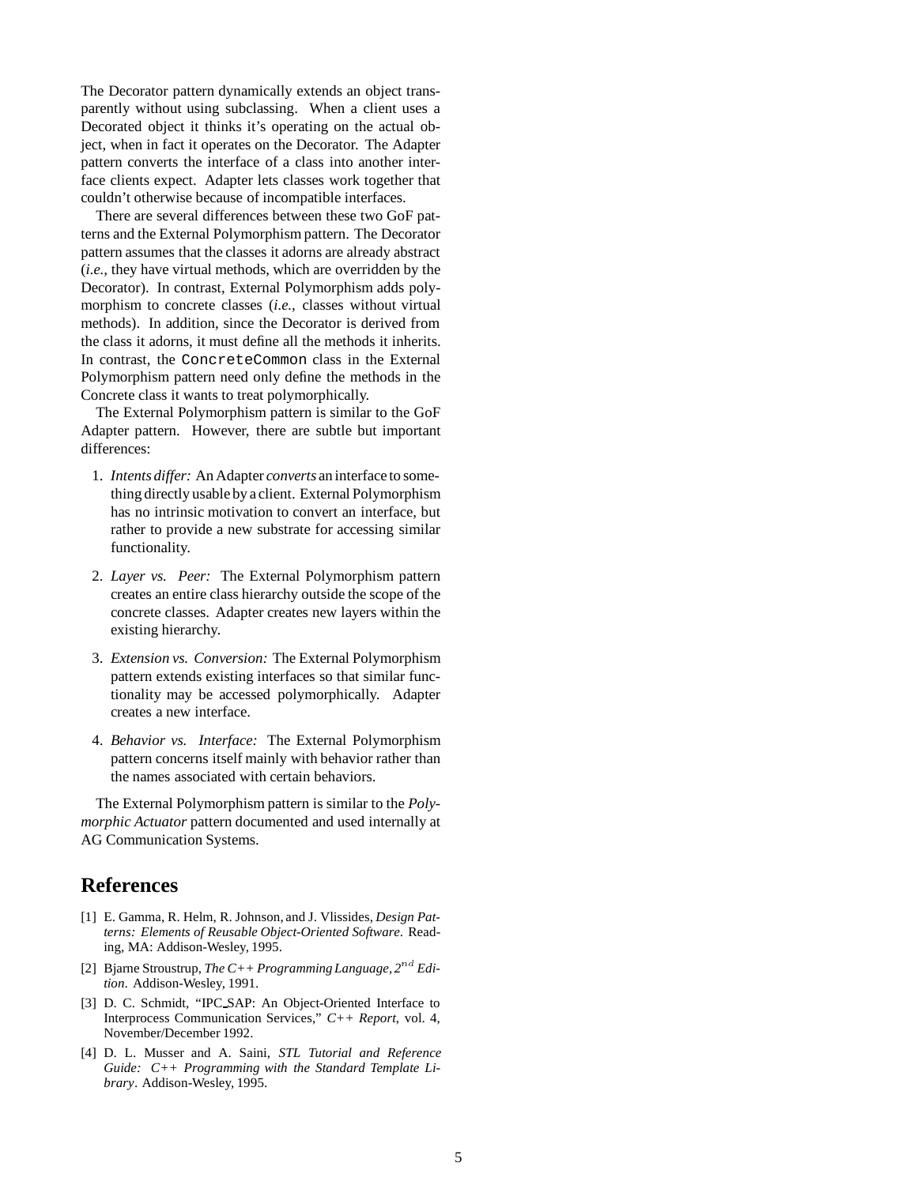The Decorator pattern dynamically extends an object transparently without using subclassing. When a client uses a Decorated object it thinks it's operating on the actual object, when in fact it operates on the Decorator. The Adapter pattern converts the interface of a class into another interface clients expect. Adapter lets classes work together that couldn't otherwise because of incompatible interfaces.

There are several differences between these two GoF patterns and the External Polymorphism pattern. The Decorator pattern assumes that the classes it adorns are already abstract (*i.e.,* they have virtual methods, which are overridden by the Decorator). In contrast, External Polymorphism adds polymorphism to concrete classes (*i.e.,* classes without virtual methods). In addition, since the Decorator is derived from the class it adorns, it must define all the methods it inherits. In contrast, the `ConcreteCommon` class in the External Polymorphism pattern need only define the methods in the Concrete class it wants to treat polymorphically.

The External Polymorphism pattern is similar to the GoF Adapter pattern. However, there are subtle but important differences:

1. *Intents differ:* An Adapter *converts* an interface to something directly usable by a client. External Polymorphism has no intrinsic motivation to convert an interface, but rather to provide a new substrate for accessing similar functionality.

2. *Layer vs. Peer:* The External Polymorphism pattern creates an entire class hierarchy outside the scope of the concrete classes. Adapter creates new layers within the existing hierarchy.

3. *Extension vs. Conversion:* The External Polymorphism pattern extends existing interfaces so that similar functionality may be accessed polymorphically. Adapter creates a new interface.

4. *Behavior vs. Interface:* The External Polymorphism pattern concerns itself mainly with behavior rather than the names associated with certain behaviors.

The External Polymorphism pattern is similar to the *Polymorphic Actuator* pattern documented and used internally at AG Communication Systems.

## References

[1] E. Gamma, R. Helm, R. Johnson, and J. Vlissides, *Design Patterns: Elements of Reusable Object-Oriented Software*. Reading, MA: Addison-Wesley, 1995.

[2] Bjarne Stroustrup, *The C++ Programming Language, 2$^{nd}$ Edition*. Addison-Wesley, 1991.

[3] D. C. Schmidt, "IPC_SAP: An Object-Oriented Interface to Interprocess Communication Services," *C++ Report*, vol. 4, November/December 1992.

[4] D. L. Musser and A. Saini, *STL Tutorial and Reference Guide: C++ Programming with the Standard Template Library*. Addison-Wesley, 1995.